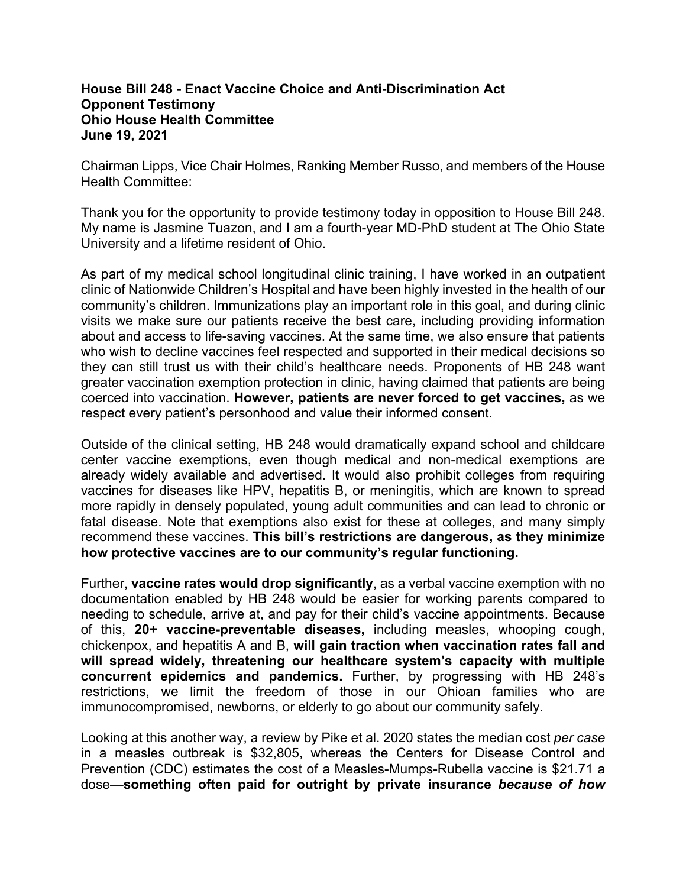**House Bill 248 - Enact Vaccine Choice and Anti-Discrimination Act**
**Opponent Testimony**
**Ohio House Health Committee**
**June 19, 2021**

Chairman Lipps, Vice Chair Holmes, Ranking Member Russo, and members of the House Health Committee:

Thank you for the opportunity to provide testimony today in opposition to House Bill 248. My name is Jasmine Tuazon, and I am a fourth-year MD-PhD student at The Ohio State University and a lifetime resident of Ohio.

As part of my medical school longitudinal clinic training, I have worked in an outpatient clinic of Nationwide Children's Hospital and have been highly invested in the health of our community's children. Immunizations play an important role in this goal, and during clinic visits we make sure our patients receive the best care, including providing information about and access to life-saving vaccines. At the same time, we also ensure that patients who wish to decline vaccines feel respected and supported in their medical decisions so they can still trust us with their child's healthcare needs. Proponents of HB 248 want greater vaccination exemption protection in clinic, having claimed that patients are being coerced into vaccination. **However, patients are never forced to get vaccines,** as we respect every patient's personhood and value their informed consent.

Outside of the clinical setting, HB 248 would dramatically expand school and childcare center vaccine exemptions, even though medical and non-medical exemptions are already widely available and advertised. It would also prohibit colleges from requiring vaccines for diseases like HPV, hepatitis B, or meningitis, which are known to spread more rapidly in densely populated, young adult communities and can lead to chronic or fatal disease. Note that exemptions also exist for these at colleges, and many simply recommend these vaccines. **This bill's restrictions are dangerous, as they minimize how protective vaccines are to our community's regular functioning.**

Further, **vaccine rates would drop significantly**, as a verbal vaccine exemption with no documentation enabled by HB 248 would be easier for working parents compared to needing to schedule, arrive at, and pay for their child's vaccine appointments. Because of this, **20+ vaccine-preventable diseases,** including measles, whooping cough, chickenpox, and hepatitis A and B, **will gain traction when vaccination rates fall and will spread widely, threatening our healthcare system's capacity with multiple concurrent epidemics and pandemics.** Further, by progressing with HB 248's restrictions, we limit the freedom of those in our Ohioan families who are immunocompromised, newborns, or elderly to go about our community safely.

Looking at this another way, a review by Pike et al. 2020 states the median cost *per case* in a measles outbreak is $32,805, whereas the Centers for Disease Control and Prevention (CDC) estimates the cost of a Measles-Mumps-Rubella vaccine is $21.71 a dose—**something often paid for outright by private insurance *because of how***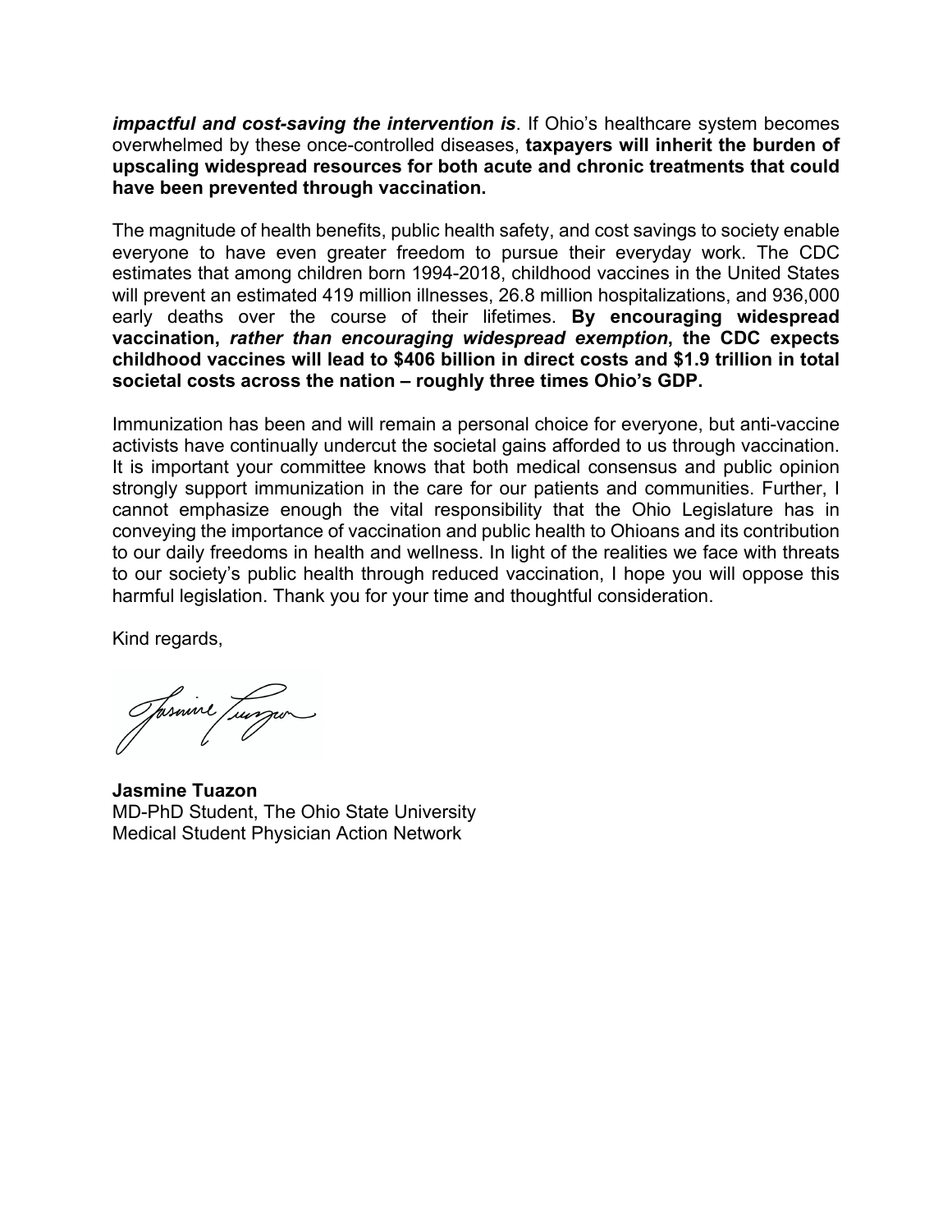***impactful and cost-saving the intervention is***. If Ohio's healthcare system becomes overwhelmed by these once-controlled diseases, **taxpayers will inherit the burden of upscaling widespread resources for both acute and chronic treatments that could have been prevented through vaccination.**

The magnitude of health benefits, public health safety, and cost savings to society enable everyone to have even greater freedom to pursue their everyday work. The CDC estimates that among children born 1994-2018, childhood vaccines in the United States will prevent an estimated 419 million illnesses, 26.8 million hospitalizations, and 936,000 early deaths over the course of their lifetimes. **By encouraging widespread vaccination, *rather than encouraging widespread exemption*, the CDC expects childhood vaccines will lead to $406 billion in direct costs and $1.9 trillion in total societal costs across the nation – roughly three times Ohio's GDP.**

Immunization has been and will remain a personal choice for everyone, but anti-vaccine activists have continually undercut the societal gains afforded to us through vaccination. It is important your committee knows that both medical consensus and public opinion strongly support immunization in the care for our patients and communities. Further, I cannot emphasize enough the vital responsibility that the Ohio Legislature has in conveying the importance of vaccination and public health to Ohioans and its contribution to our daily freedoms in health and wellness. In light of the realities we face with threats to our society's public health through reduced vaccination, I hope you will oppose this harmful legislation. Thank you for your time and thoughtful consideration.

Kind regards,

**Jasmine Tuazon**
MD-PhD Student, The Ohio State University
Medical Student Physician Action Network